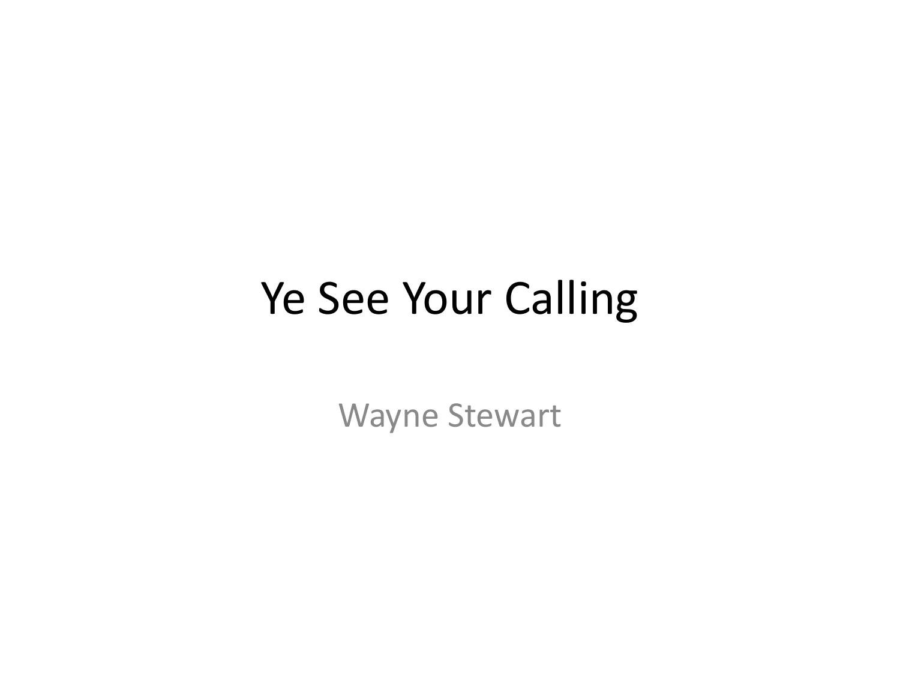# Ye See Your Calling

Wayne Stewart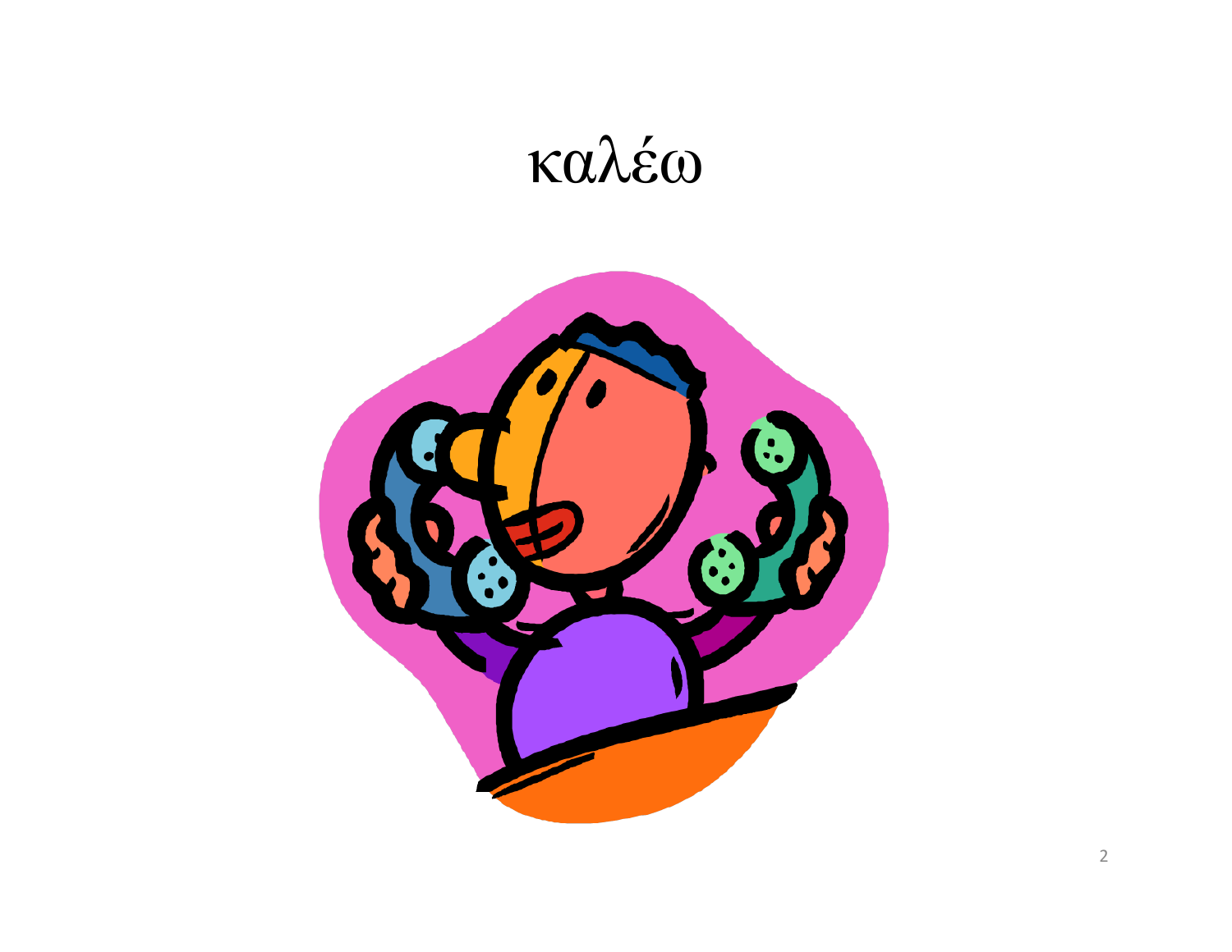# καλέω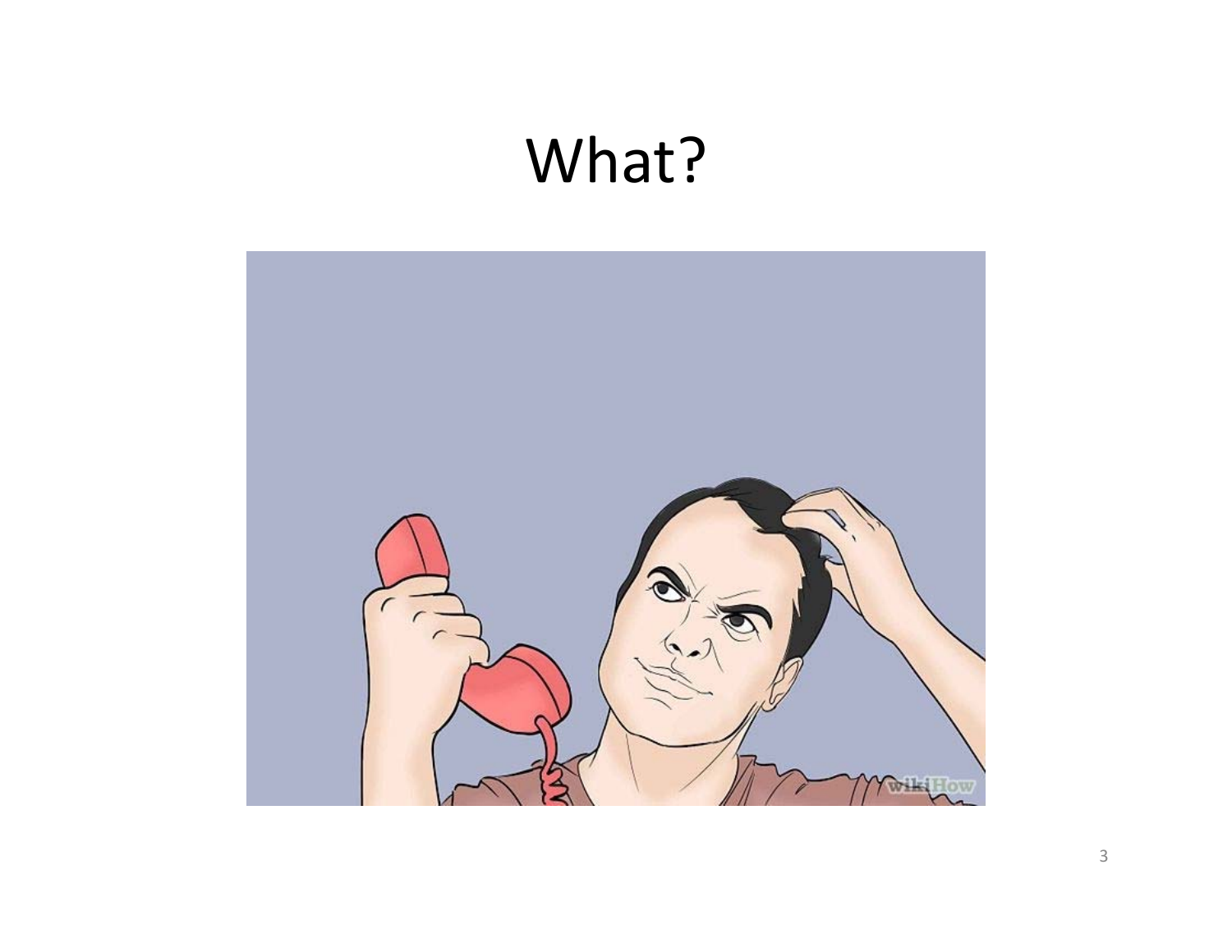# What?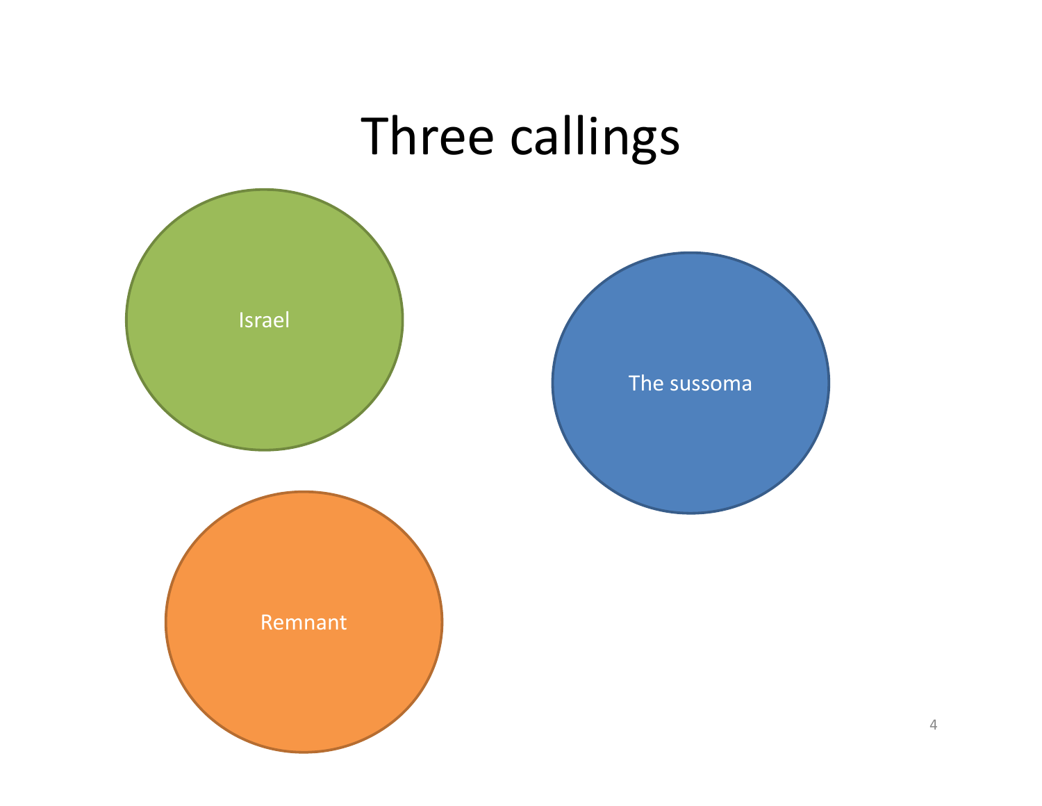# Three callings

Israel

The sussoma

Remnant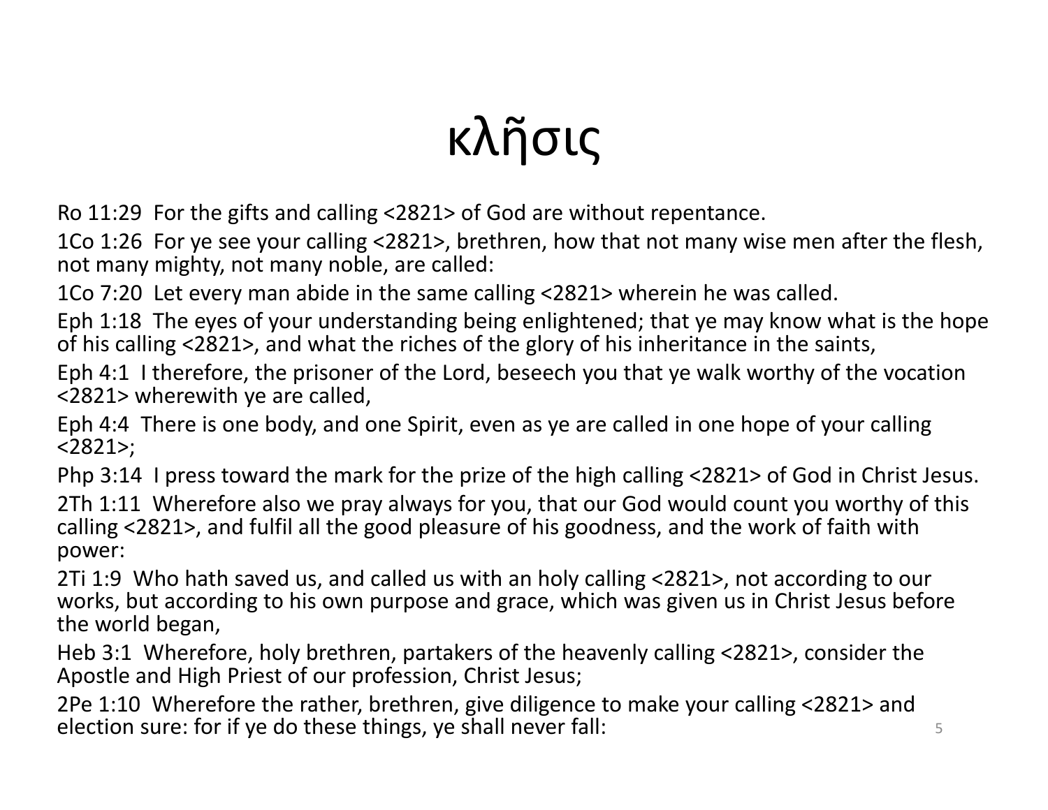# κλῆσις

Ro 11:29 For the gifts and calling <2821> of God are without repentance.

1Co 1:26 For ye see your calling <2821>, brethren, how that not many wise men after the flesh, not many mighty, not many noble, are called:

1Co 7:20 Let every man abide in the same calling <2821> wherein he was called.

Eph 1:18 The eyes of your understanding being enlightened; that ye may know what is the hope of his calling <2821>, and what the riches of the glory of his inheritance in the saints,

Eph 4:1 I therefore, the prisoner of the Lord, beseech you that ye walk worthy of the vocation <2821> wherewith ye are called,

Eph 4:4 There is one body, and one Spirit, even as ye are called in one hope of your calling <2821>;

Php 3:14 I press toward the mark for the prize of the high calling <2821> of God in Christ Jesus.

2Th 1:11 Wherefore also we pray always for you, that our God would count you worthy of this calling <2821>, and fulfil all the good pleasure of his goodness, and the work of faith with power:

2Ti 1:9 Who hath saved us, and called us with an holy calling <2821>, not according to our works, but according to his own purpose and grace, which was given us in Christ Jesus before the world began,

Heb 3:1 Wherefore, holy brethren, partakers of the heavenly calling <2821>, consider the Apostle and High Priest of our profession, Christ Jesus;

2Pe 1:10 Wherefore the rather, brethren, give diligence to make your calling <2821> and election sure: for if ye do these things, ye shall never fall: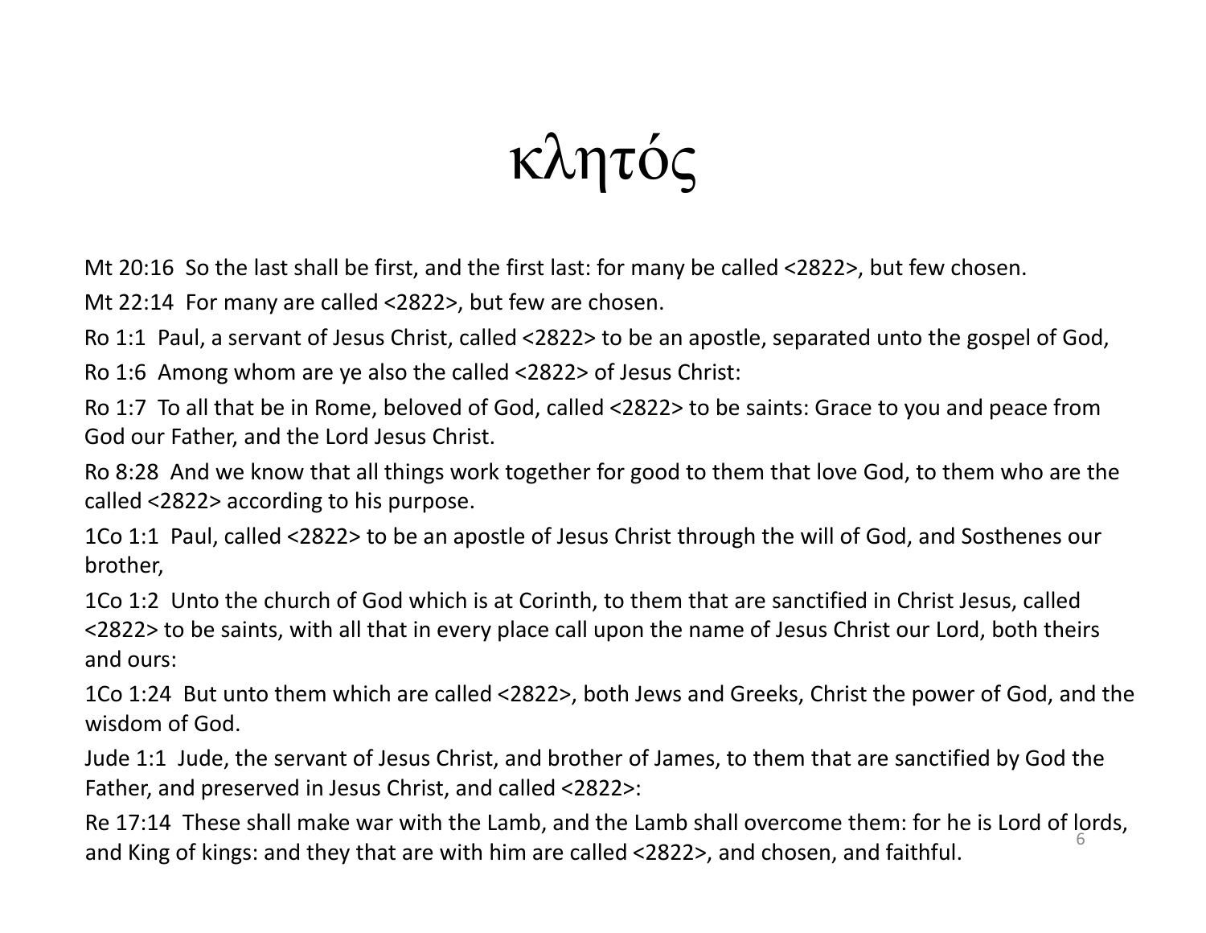# κλητός

Mt 20:16 So the last shall be first, and the first last: for many be called <2822>, but few chosen.

Mt 22:14 For many are called <2822>, but few are chosen.

Ro 1:1 Paul, a servant of Jesus Christ, called <2822> to be an apostle, separated unto the gospel of God,

Ro 1:6 Among whom are ye also the called <2822> of Jesus Christ:

Ro 1:7 To all that be in Rome, beloved of God, called <2822> to be saints: Grace to you and peace from God our Father, and the Lord Jesus Christ.

Ro 8:28 And we know that all things work together for good to them that love God, to them who are the called <2822> according to his purpose.

1Co 1:1 Paul, called <2822> to be an apostle of Jesus Christ through the will of God, and Sosthenes our brother,

1Co 1:2 Unto the church of God which is at Corinth, to them that are sanctified in Christ Jesus, called <2822> to be saints, with all that in every place call upon the name of Jesus Christ our Lord, both theirs and ours:

1Co 1:24 But unto them which are called <2822>, both Jews and Greeks, Christ the power of God, and the wisdom of God.

Jude 1:1 Jude, the servant of Jesus Christ, and brother of James, to them that are sanctified by God the Father, and preserved in Jesus Christ, and called <2822>:

Re 17:14 These shall make war with the Lamb, and the Lamb shall overcome them: for he is Lord of lords, and King of kings: and they that are with him are called <2822>, and chosen, and faithful.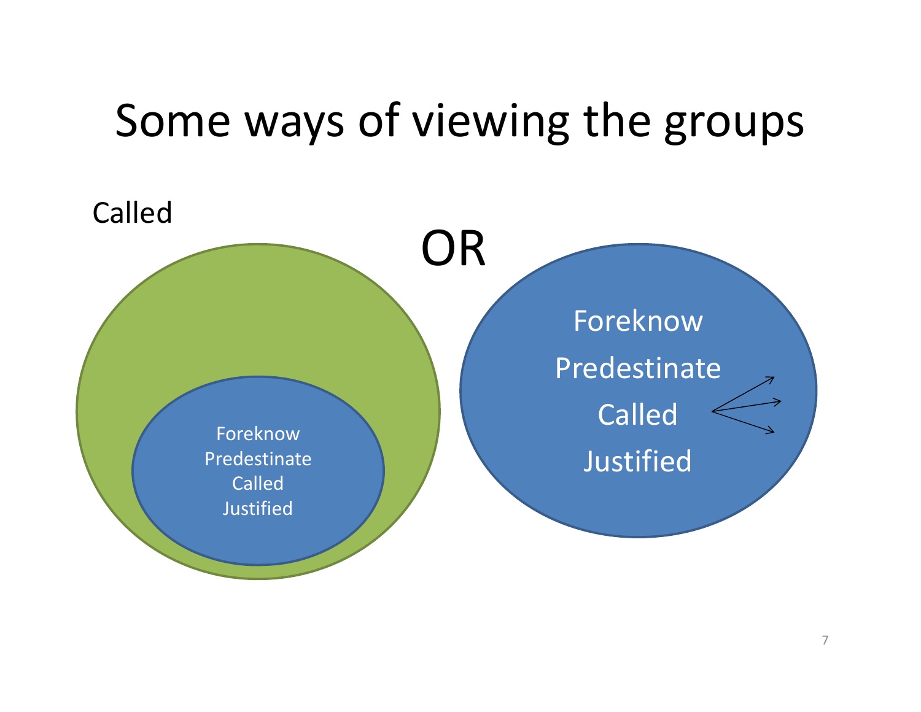# Some ways of viewing the groups

Called

Foreknow
Predestinate
Called
Justified

OR

Foreknow
Predestinate
Called
Justified